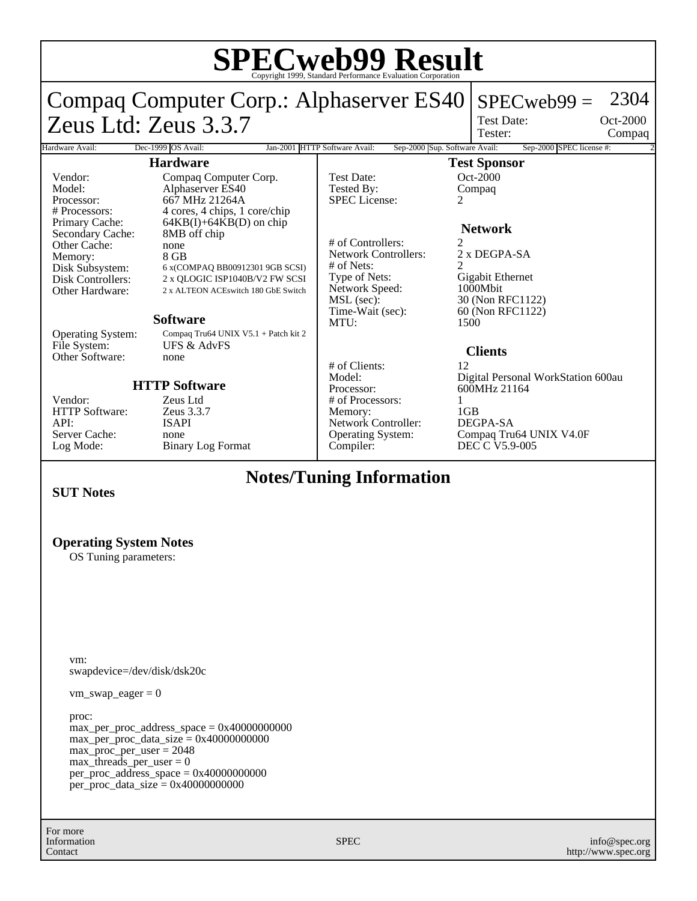# SPECweb99 Result

Copyright 1999, Standard Performance Evaluation Corporation

## Compaq Computer Corp.: Alphaserver ES40
## Zeus Ltd: Zeus 3.3.7

SPECweb99 = 2304

| | |
|---|---|
| Test Date: | Oct-2000 |
| Tester: | Compaq |

| Hardware Avail: | Dec-1999 | OS Avail: | Jan-2001 | HTTP Software Avail: | Sep-2000 | Sup. Software Avail: | Sep-2000 | SPEC license #: | 2 |
|---|---|---|---|---|---|---|---|---|---|

### Hardware

| | |
|---|---|
| Vendor: | Compaq Computer Corp. |
| Model: | Alphaserver ES40 |
| Processor: | 667 MHz 21264A |
| # Processors: | 4 cores, 4 chips, 1 core/chip |
| Primary Cache: | 64KB(I)+64KB(D) on chip |
| Secondary Cache: | 8MB off chip |
| Other Cache: | none |
| Memory: | 8 GB |
| Disk Subsystem: | 6 x(COMPAQ BB00912301 9GB SCSI) |
| Disk Controllers: | 2 x QLOGIC ISP1040B/V2 FW SCSI |
| Other Hardware: | 2 x ALTEON ACEswitch 180 GbE Switch |

### Software

| | |
|---|---|
| Operating System: | Compaq Tru64 UNIX V5.1 + Patch kit 2 |
| File System: | UFS & AdvFS |
| Other Software: | none |

### HTTP Software

| | |
|---|---|
| Vendor: | Zeus Ltd |
| HTTP Software: | Zeus 3.3.7 |
| API: | ISAPI |
| Server Cache: | none |
| Log Mode: | Binary Log Format |

### Test Sponsor

| | |
|---|---|
| Test Date: | Oct-2000 |
| Tested By: | Compaq |
| SPEC License: | 2 |

### Network

| | |
|---|---|
| # of Controllers: | 2 |
| Network Controllers: | 2 x DEGPA-SA |
| # of Nets: | 2 |
| Type of Nets: | Gigabit Ethernet |
| Network Speed: | 1000Mbit |
| MSL (sec): | 30 (Non RFC1122) |
| Time-Wait (sec): | 60 (Non RFC1122) |
| MTU: | 1500 |

### Clients

| | |
|---|---|
| # of Clients: | 12 |
| Model: | Digital Personal WorkStation 600au |
| Processor: | 600MHz 21164 |
| # of Processors: | 1 |
| Memory: | 1GB |
| Network Controller: | DEGPA-SA |
| Operating System: | Compaq Tru64 UNIX V4.0F |
| Compiler: | DEC C V5.9-005 |

## Notes/Tuning Information

### SUT Notes

### Operating System Notes

OS Tuning parameters:

```
vm:
swapdevice=/dev/disk/dsk20c

vm_swap_eager = 0

proc:
max_per_proc_address_space = 0x40000000000
max_per_proc_data_size = 0x40000000000
max_proc_per_user = 2048
max_threads_per_user = 0
per_proc_address_space = 0x40000000000
per_proc_data_size = 0x40000000000
```

For more Information Contact | SPEC | info@spec.org http://www.spec.org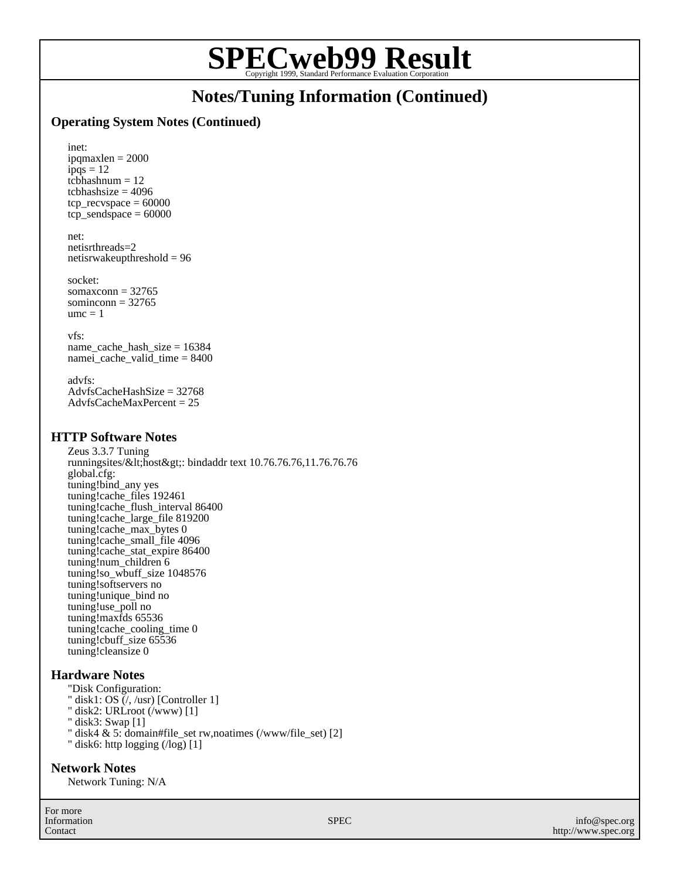# SPECweb99 Result

Copyright 1999, Standard Performance Evaluation Corporation

## Notes/Tuning Information (Continued)

### Operating System Notes (Continued)

inet:
ipqmaxlen = 2000
ipqs = 12
tcbhashnum = 12
tcbhashsize = 4096
tcp_recvspace = 60000
tcp_sendspace = 60000

net:
netisrthreads=2
netisrwakeupthreshold = 96

socket:
somaxconn = 32765
sominconn = 32765
umc = 1

vfs:
name_cache_hash_size = 16384
namei_cache_valid_time = 8400

advfs:
AdvfsCacheHashSize = 32768
AdvfsCacheMaxPercent = 25

### HTTP Software Notes

Zeus 3.3.7 Tuning
runningsites/&lt;host&gt;: bindaddr text 10.76.76.76,11.76.76.76
global.cfg:
tuning!bind_any yes
tuning!cache_files 192461
tuning!cache_flush_interval 86400
tuning!cache_large_file 819200
tuning!cache_max_bytes 0
tuning!cache_small_file 4096
tuning!cache_stat_expire 86400
tuning!num_children 6
tuning!so_wbuff_size 1048576
tuning!softservers no
tuning!unique_bind no
tuning!use_poll no
tuning!maxfds 65536
tuning!cache_cooling_time 0
tuning!cbuff_size 65536
tuning!cleansize 0

### Hardware Notes

"Disk Configuration:
" disk1: OS (/, /usr) [Controller 1]
" disk2: URLroot (/www) [1]
" disk3: Swap [1]
" disk4 & 5: domain#file_set rw,noatimes (/www/file_set) [2]
" disk6: http logging (/log) [1]

### Network Notes

Network Tuning: N/A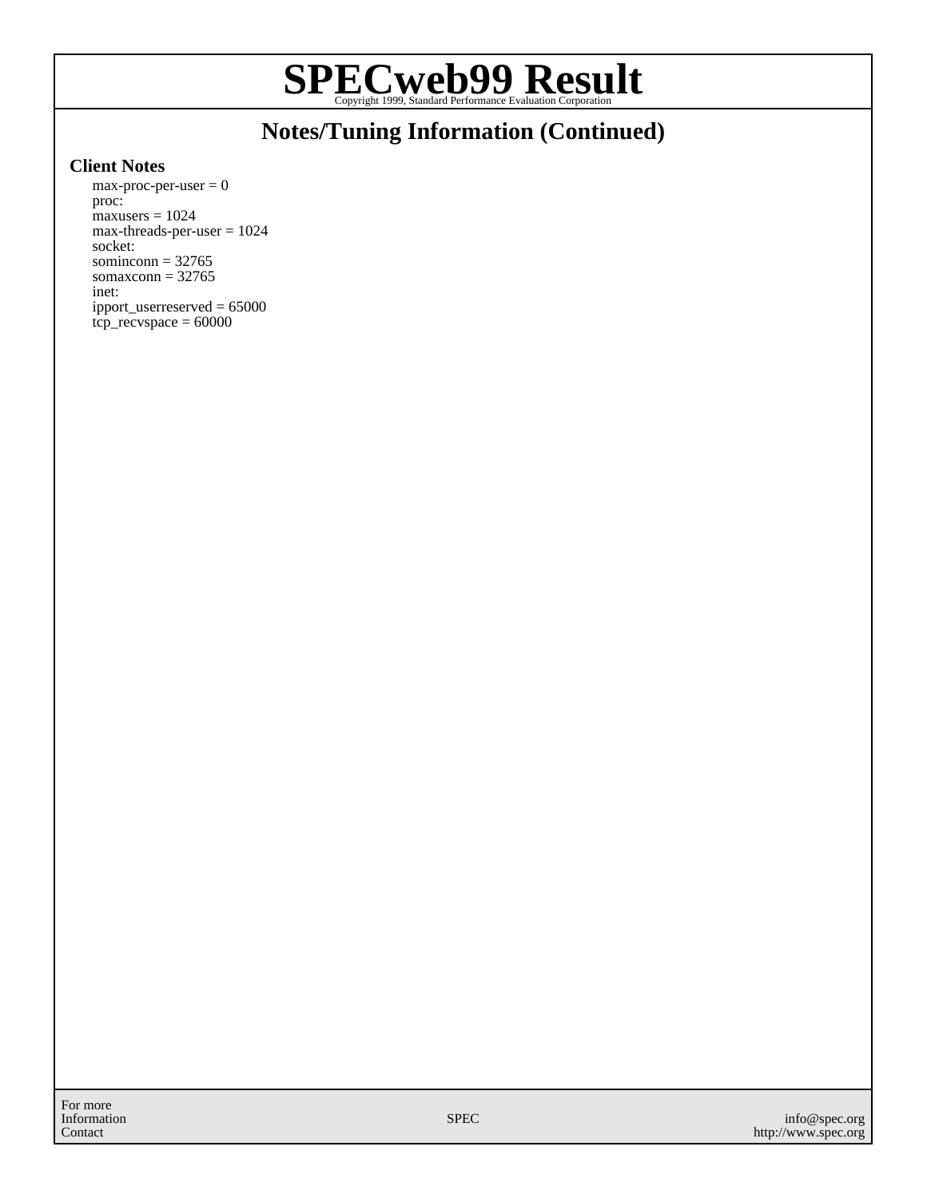# SPECweb99 Result

Copyright 1999, Standard Performance Evaluation Corporation

## Notes/Tuning Information (Continued)

### Client Notes

max-proc-per-user = 0
proc:
maxusers = 1024
max-threads-per-user = 1024
socket:
sominconn = 32765
somaxconn = 32765
inet:
ipport_userreserved = 65000
tcp_recvspace = 60000

For more Information Contact | SPEC | info@spec.org http://www.spec.org